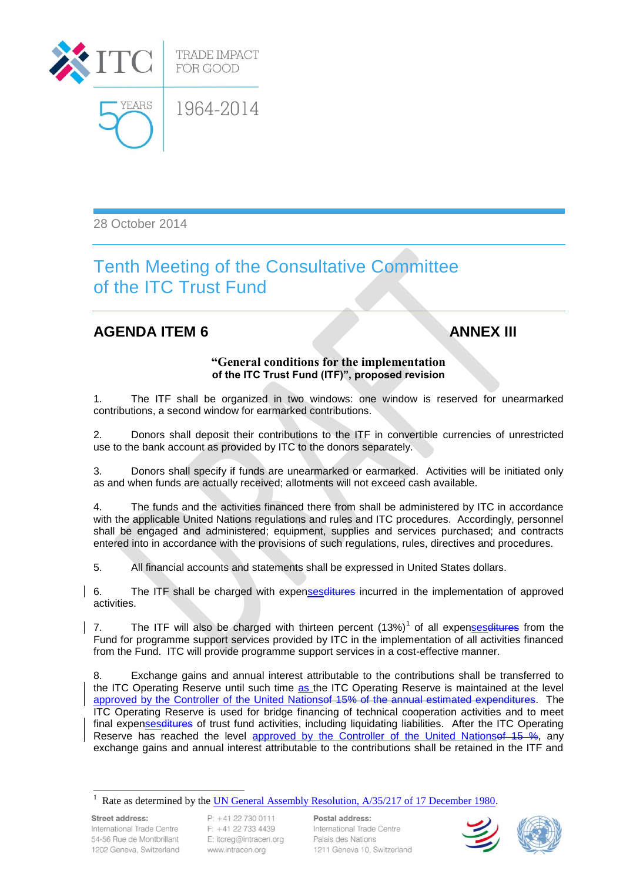28 October 2014

# Tenth Meeting of the Consultative Committee of the ITC Trust Fund

## AGENDA ITEM 6 — ANNEX III

**"General conditions for the implementation of the ITC Trust Fund (ITF)", proposed revision**

1. The ITF shall be organized in two windows: one window is reserved for unearmarked contributions, a second window for earmarked contributions.

2. Donors shall deposit their contributions to the ITF in convertible currencies of unrestricted use to the bank account as provided by ITC to the donors separately.

3. Donors shall specify if funds are unearmarked or earmarked. Activities will be initiated only as and when funds are actually received; allotments will not exceed cash available.

4. The funds and the activities financed there from shall be administered by ITC in accordance with the applicable United Nations regulations and rules and ITC procedures. Accordingly, personnel shall be engaged and administered; equipment, supplies and services purchased; and contracts entered into in accordance with the provisions of such regulations, rules, directives and procedures.

5. All financial accounts and statements shall be expressed in United States dollars.

6. The ITF shall be charged with expenses~~ditures~~ incurred in the implementation of approved activities.

7. The ITF will also be charged with thirteen percent (13%)[1] of all expenses~~ditures~~ from the Fund for programme support services provided by ITC in the implementation of all activities financed from the Fund. ITC will provide programme support services in a cost-effective manner.

8. Exchange gains and annual interest attributable to the contributions shall be transferred to the ITC Operating Reserve until such time as the ITC Operating Reserve is maintained at the level approved by the Controller of the United Nations~~of 15% of the annual estimated expenditures~~. The ITC Operating Reserve is used for bridge financing of technical cooperation activities and to meet final expenses~~ditures~~ of trust fund activities, including liquidating liabilities. After the ITC Operating Reserve has reached the level approved by the Controller of the United Nations~~of 15 %~~, any exchange gains and annual interest attributable to the contributions shall be retained in the ITF and

[1] Rate as determined by the UN General Assembly Resolution, A/35/217 of 17 December 1980.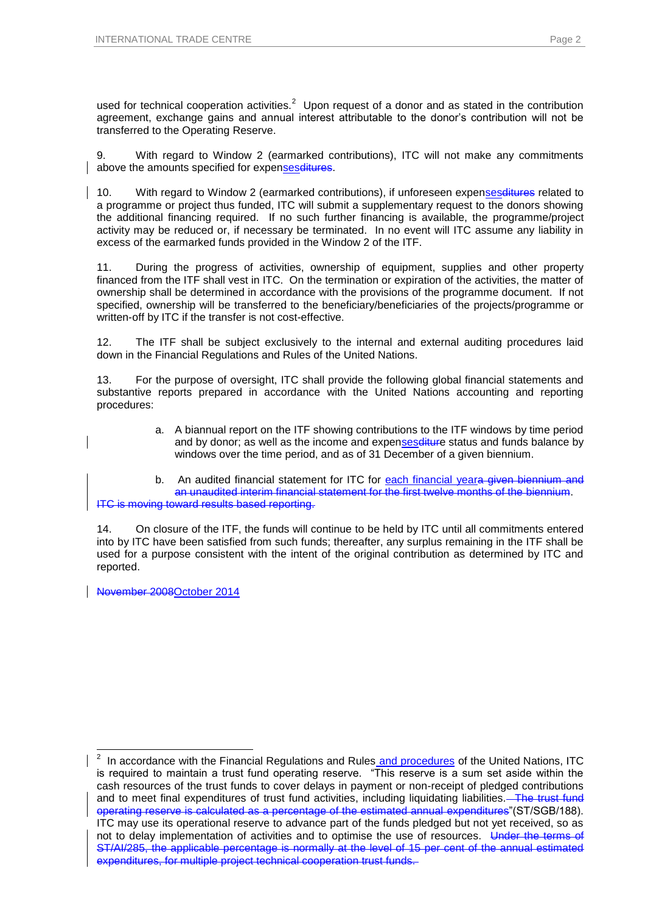used for technical cooperation activities.[2] Upon request of a donor and as stated in the contribution agreement, exchange gains and annual interest attributable to the donor's contribution will not be transferred to the Operating Reserve.

9. With regard to Window 2 (earmarked contributions), ITC will not make any commitments above the amounts specified for expenses~~ditures~~.

10. With regard to Window 2 (earmarked contributions), if unforeseen expenses~~ditures~~ related to a programme or project thus funded, ITC will submit a supplementary request to the donors showing the additional financing required. If no such further financing is available, the programme/project activity may be reduced or, if necessary be terminated. In no event will ITC assume any liability in excess of the earmarked funds provided in the Window 2 of the ITF.

11. During the progress of activities, ownership of equipment, supplies and other property financed from the ITF shall vest in ITC. On the termination or expiration of the activities, the matter of ownership shall be determined in accordance with the provisions of the programme document. If not specified, ownership will be transferred to the beneficiary/beneficiaries of the projects/programme or written-off by ITC if the transfer is not cost-effective.

12. The ITF shall be subject exclusively to the internal and external auditing procedures laid down in the Financial Regulations and Rules of the United Nations.

13. For the purpose of oversight, ITC shall provide the following global financial statements and substantive reports prepared in accordance with the United Nations accounting and reporting procedures:

a. A biannual report on the ITF showing contributions to the ITF windows by time period and by donor; as well as the income and expenses~~diture~~ status and funds balance by windows over the time period, and as of 31 December of a given biennium.

b. An audited financial statement for ITC for each financial year~~a given biennium and an unaudited interim financial statement for the first twelve months of the biennium~~. ~~ITC is moving toward results based reporting.~~

14. On closure of the ITF, the funds will continue to be held by ITC until all commitments entered into by ITC have been satisfied from such funds; thereafter, any surplus remaining in the ITF shall be used for a purpose consistent with the intent of the original contribution as determined by ITC and reported.

~~November 2008~~October 2014

---

[2] In accordance with the Financial Regulations and Rules and procedures of the United Nations, ITC is required to maintain a trust fund operating reserve. "This reserve is a sum set aside within the cash resources of the trust funds to cover delays in payment or non-receipt of pledged contributions and to meet final expenditures of trust fund activities, including liquidating liabilities. ~~The trust fund operating reserve is calculated as a percentage of the estimated annual expenditures~~"(ST/SGB/188). ITC may use its operational reserve to advance part of the funds pledged but not yet received, so as not to delay implementation of activities and to optimise the use of resources. ~~Under the terms of ST/AI/285, the applicable percentage is normally at the level of 15 per cent of the annual estimated expenditures, for multiple project technical cooperation trust funds.~~